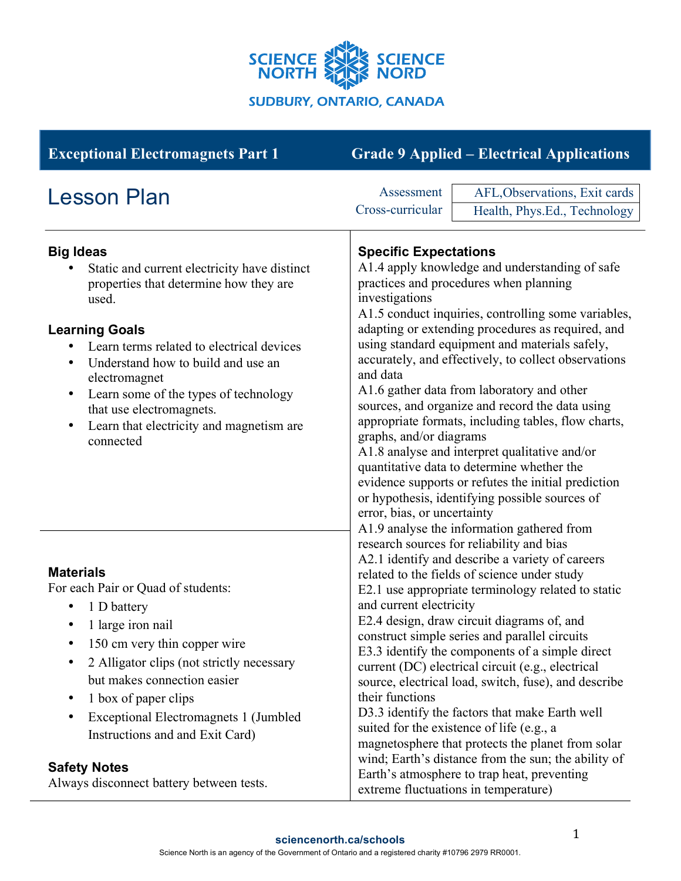SCIENCE NORTH | SCIENCE NORD

SUDBURY, ONTARIO, CANADA

## Exceptional Electromagnets Part 1 — Grade 9 Applied – Electrical Applications

# Lesson Plan

| | |
|---|---|
| Assessment | AFL,Observations, Exit cards |
| Cross-curricular | Health, Phys.Ed., Technology |

### Big Ideas

- Static and current electricity have distinct properties that determine how they are used.

### Learning Goals

- Learn terms related to electrical devices
- Understand how to build and use an electromagnet
- Learn some of the types of technology that use electromagnets.
- Learn that electricity and magnetism are connected

### Materials

For each Pair or Quad of students:

- 1 D battery
- 1 large iron nail
- 150 cm very thin copper wire
- 2 Alligator clips (not strictly necessary but makes connection easier
- 1 box of paper clips
- Exceptional Electromagnets 1 (Jumbled Instructions and and Exit Card)

### Safety Notes

Always disconnect battery between tests.

### Specific Expectations

A1.4 apply knowledge and understanding of safe practices and procedures when planning investigations

A1.5 conduct inquiries, controlling some variables, adapting or extending procedures as required, and using standard equipment and materials safely, accurately, and effectively, to collect observations and data

A1.6 gather data from laboratory and other sources, and organize and record the data using appropriate formats, including tables, flow charts, graphs, and/or diagrams

A1.8 analyse and interpret qualitative and/or quantitative data to determine whether the evidence supports or refutes the initial prediction or hypothesis, identifying possible sources of error, bias, or uncertainty

A1.9 analyse the information gathered from research sources for reliability and bias

A2.1 identify and describe a variety of careers related to the fields of science under study

E2.1 use appropriate terminology related to static and current electricity

E2.4 design, draw circuit diagrams of, and construct simple series and parallel circuits

E3.3 identify the components of a simple direct current (DC) electrical circuit (e.g., electrical source, electrical load, switch, fuse), and describe their functions

D3.3 identify the factors that make Earth well suited for the existence of life (e.g., a magnetosphere that protects the planet from solar wind; Earth's distance from the sun; the ability of Earth's atmosphere to trap heat, preventing extreme fluctuations in temperature)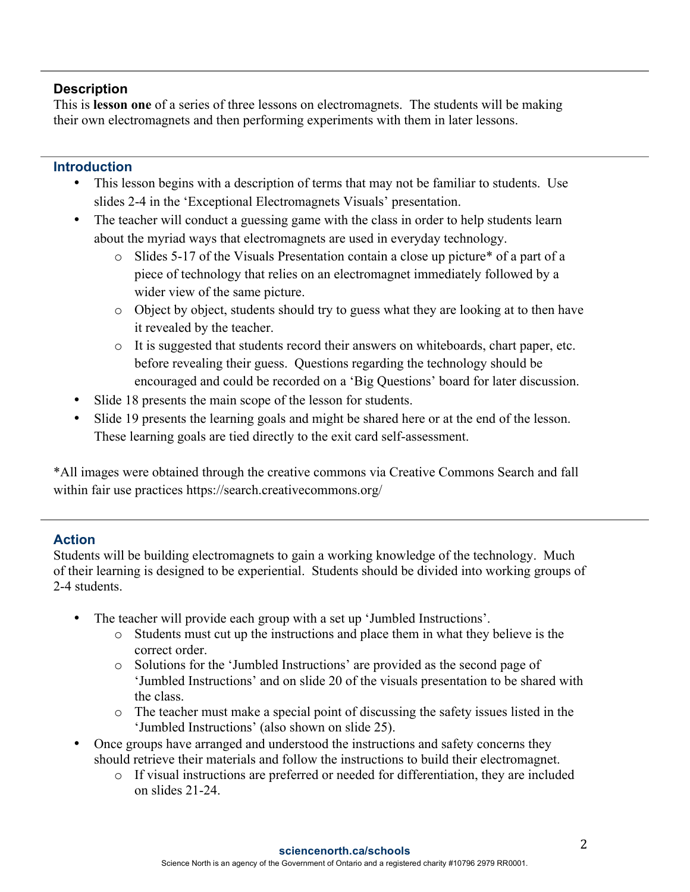## Description

This is **lesson one** of a series of three lessons on electromagnets. The students will be making their own electromagnets and then performing experiments with them in later lessons.

## Introduction

- This lesson begins with a description of terms that may not be familiar to students. Use slides 2-4 in the 'Exceptional Electromagnets Visuals' presentation.
- The teacher will conduct a guessing game with the class in order to help students learn about the myriad ways that electromagnets are used in everyday technology.
  - Slides 5-17 of the Visuals Presentation contain a close up picture* of a part of a piece of technology that relies on an electromagnet immediately followed by a wider view of the same picture.
  - Object by object, students should try to guess what they are looking at to then have it revealed by the teacher.
  - It is suggested that students record their answers on whiteboards, chart paper, etc. before revealing their guess. Questions regarding the technology should be encouraged and could be recorded on a 'Big Questions' board for later discussion.
- Slide 18 presents the main scope of the lesson for students.
- Slide 19 presents the learning goals and might be shared here or at the end of the lesson. These learning goals are tied directly to the exit card self-assessment.

*All images were obtained through the creative commons via Creative Commons Search and fall within fair use practices https://search.creativecommons.org/

## Action

Students will be building electromagnets to gain a working knowledge of the technology. Much of their learning is designed to be experiential. Students should be divided into working groups of 2-4 students.

- The teacher will provide each group with a set up 'Jumbled Instructions'.
  - Students must cut up the instructions and place them in what they believe is the correct order.
  - Solutions for the 'Jumbled Instructions' are provided as the second page of 'Jumbled Instructions' and on slide 20 of the visuals presentation to be shared with the class.
  - The teacher must make a special point of discussing the safety issues listed in the 'Jumbled Instructions' (also shown on slide 25).
- Once groups have arranged and understood the instructions and safety concerns they should retrieve their materials and follow the instructions to build their electromagnet.
  - If visual instructions are preferred or needed for differentiation, they are included on slides 21-24.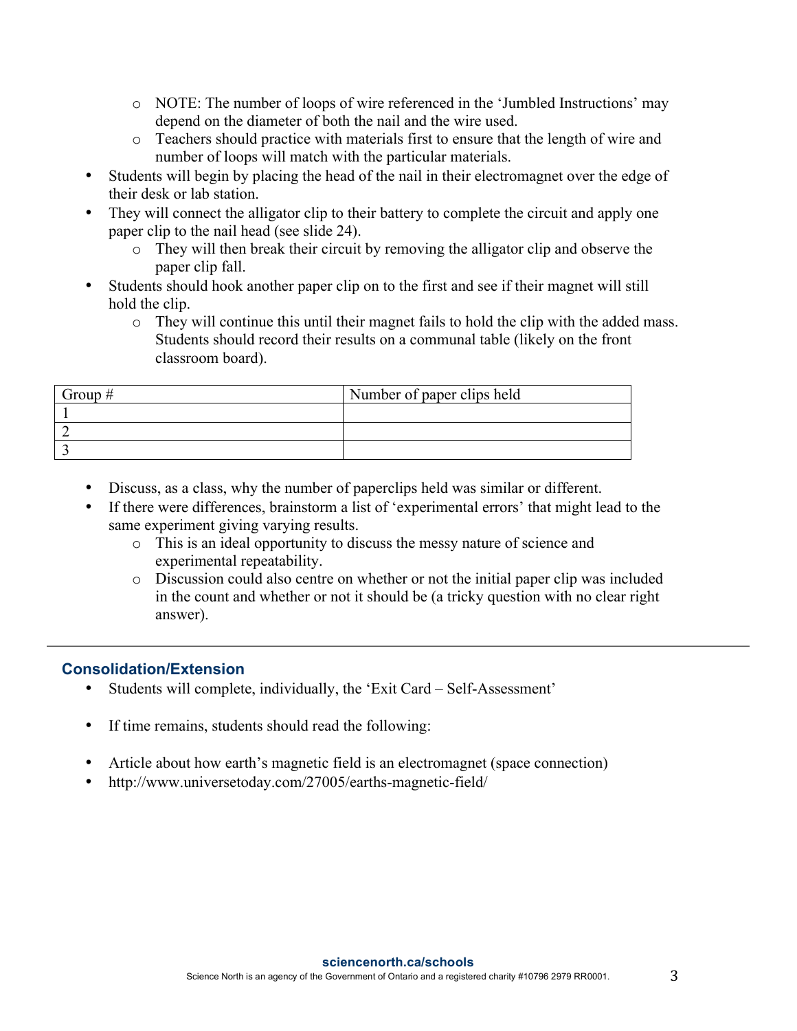- NOTE: The number of loops of wire referenced in the 'Jumbled Instructions' may depend on the diameter of both the nail and the wire used.
  - Teachers should practice with materials first to ensure that the length of wire and number of loops will match with the particular materials.
- Students will begin by placing the head of the nail in their electromagnet over the edge of their desk or lab station.
- They will connect the alligator clip to their battery to complete the circuit and apply one paper clip to the nail head (see slide 24).
  - They will then break their circuit by removing the alligator clip and observe the paper clip fall.
- Students should hook another paper clip on to the first and see if their magnet will still hold the clip.
  - They will continue this until their magnet fails to hold the clip with the added mass. Students should record their results on a communal table (likely on the front classroom board).

| Group # | Number of paper clips held |
|---|---|
| 1 | |
| 2 | |
| 3 | |

- Discuss, as a class, why the number of paperclips held was similar or different.
- If there were differences, brainstorm a list of 'experimental errors' that might lead to the same experiment giving varying results.
  - This is an ideal opportunity to discuss the messy nature of science and experimental repeatability.
  - Discussion could also centre on whether or not the initial paper clip was included in the count and whether or not it should be (a tricky question with no clear right answer).

---

### Consolidation/Extension

- Students will complete, individually, the 'Exit Card – Self-Assessment'
- If time remains, students should read the following:
- Article about how earth's magnetic field is an electromagnet (space connection)
- http://www.universetoday.com/27005/earths-magnetic-field/